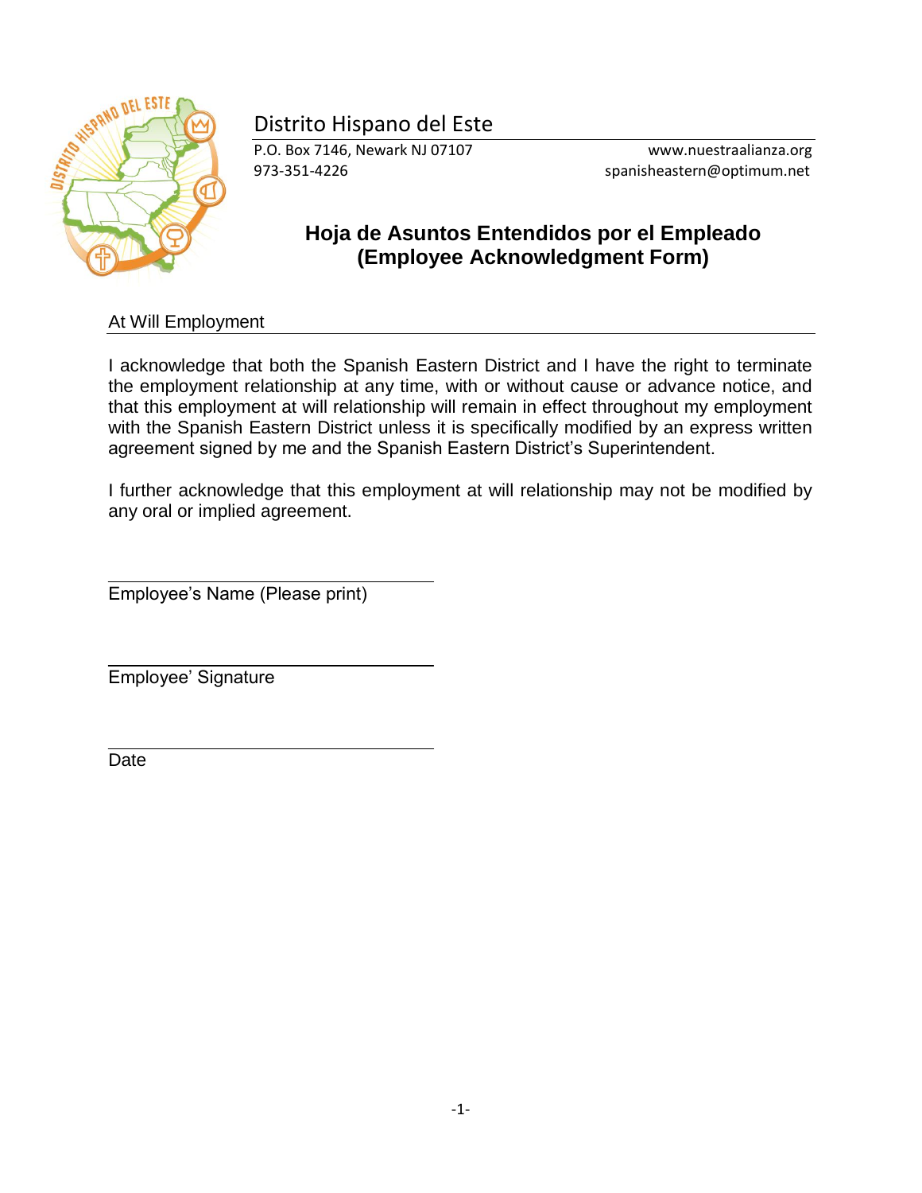Distrito Hispano del Este

P.O. Box 7146, Newark NJ 07107
973-351-4226

www.nuestraalianza.org
spanisheastern@optimum.net

# Hoja de Asuntos Entendidos por el Empleado (Employee Acknowledgment Form)

## At Will Employment

I acknowledge that both the Spanish Eastern District and I have the right to terminate the employment relationship at any time, with or without cause or advance notice, and that this employment at will relationship will remain in effect throughout my employment with the Spanish Eastern District unless it is specifically modified by an express written agreement signed by me and the Spanish Eastern District's Superintendent.

I further acknowledge that this employment at will relationship may not be modified by any oral or implied agreement.

\_\_\_\_\_\_\_\_\_\_\_\_\_\_\_\_\_\_\_\_\_\_\_\_\_\_\_\_\_\_

Employee's Name (Please print)

\_\_\_\_\_\_\_\_\_\_\_\_\_\_\_\_\_\_\_\_\_\_\_\_\_\_\_\_\_\_

Employee' Signature

\_\_\_\_\_\_\_\_\_\_\_\_\_\_\_\_\_\_\_\_\_\_\_\_\_\_\_\_\_\_

Date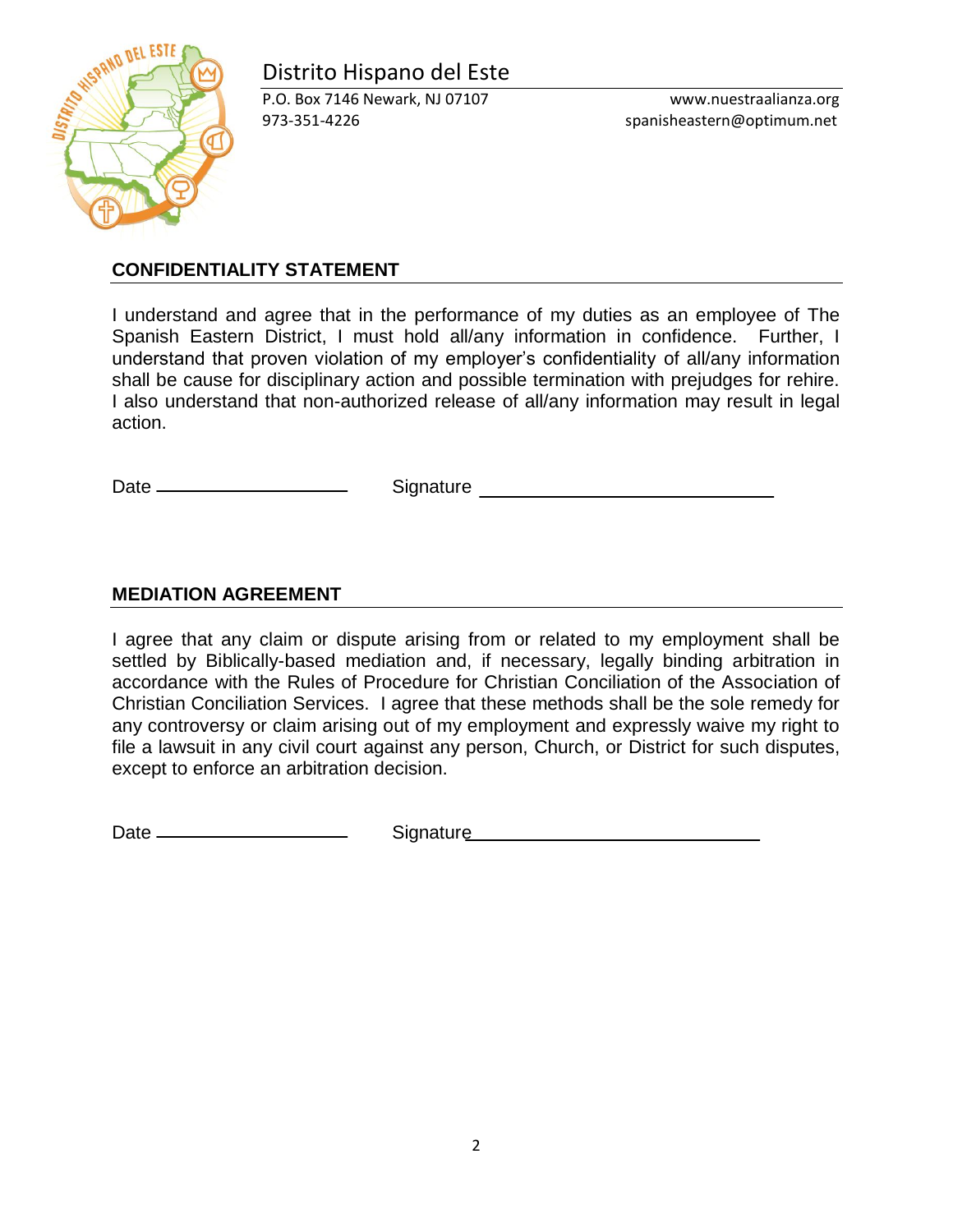Distrito Hispano del Este

P.O. Box 7146 Newark, NJ 07107 | www.nuestraalianza.org
973-351-4226 | spanisheastern@optimum.net

## CONFIDENTIALITY STATEMENT

I understand and agree that in the performance of my duties as an employee of The Spanish Eastern District, I must hold all/any information in confidence. Further, I understand that proven violation of my employer's confidentiality of all/any information shall be cause for disciplinary action and possible termination with prejudges for rehire. I also understand that non-authorized release of all/any information may result in legal action.

Date ____________________ Signature ______________________________

## MEDIATION AGREEMENT

I agree that any claim or dispute arising from or related to my employment shall be settled by Biblically-based mediation and, if necessary, legally binding arbitration in accordance with the Rules of Procedure for Christian Conciliation of the Association of Christian Conciliation Services. I agree that these methods shall be the sole remedy for any controversy or claim arising out of my employment and expressly waive my right to file a lawsuit in any civil court against any person, Church, or District for such disputes, except to enforce an arbitration decision.

Date ____________________ Signature ______________________________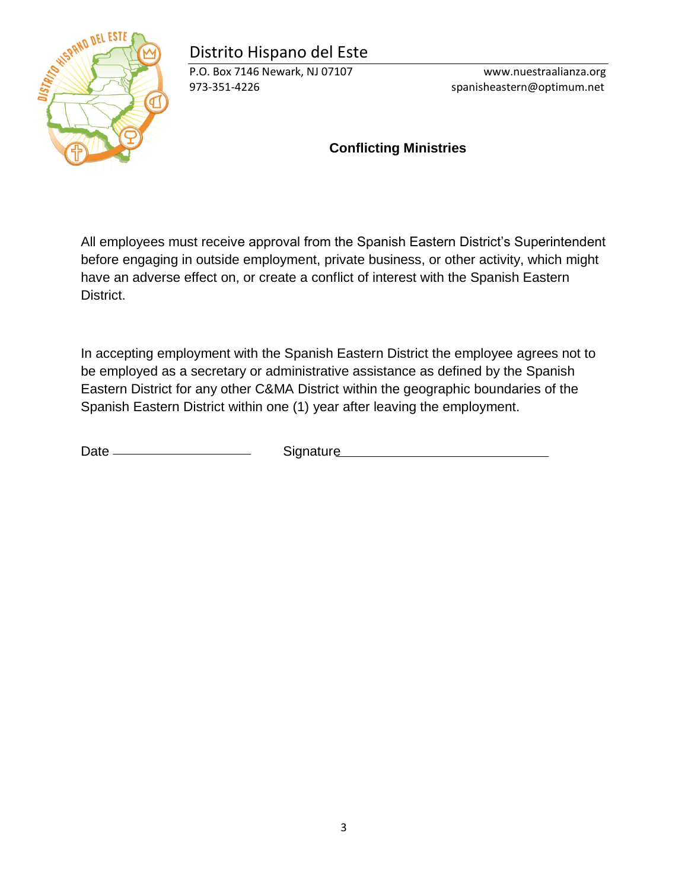Distrito Hispano del Este

P.O. Box 7146 Newark, NJ 07107 
973-351-4226

www.nuestraalianza.org 
spanisheastern@optimum.net

## Conflicting Ministries

All employees must receive approval from the Spanish Eastern District's Superintendent before engaging in outside employment, private business, or other activity, which might have an adverse effect on, or create a conflict of interest with the Spanish Eastern District.

In accepting employment with the Spanish Eastern District the employee agrees not to be employed as a secretary or administrative assistance as defined by the Spanish Eastern District for any other C&MA District within the geographic boundaries of the Spanish Eastern District within one (1) year after leaving the employment.

Date ____________________ Signature ____________________________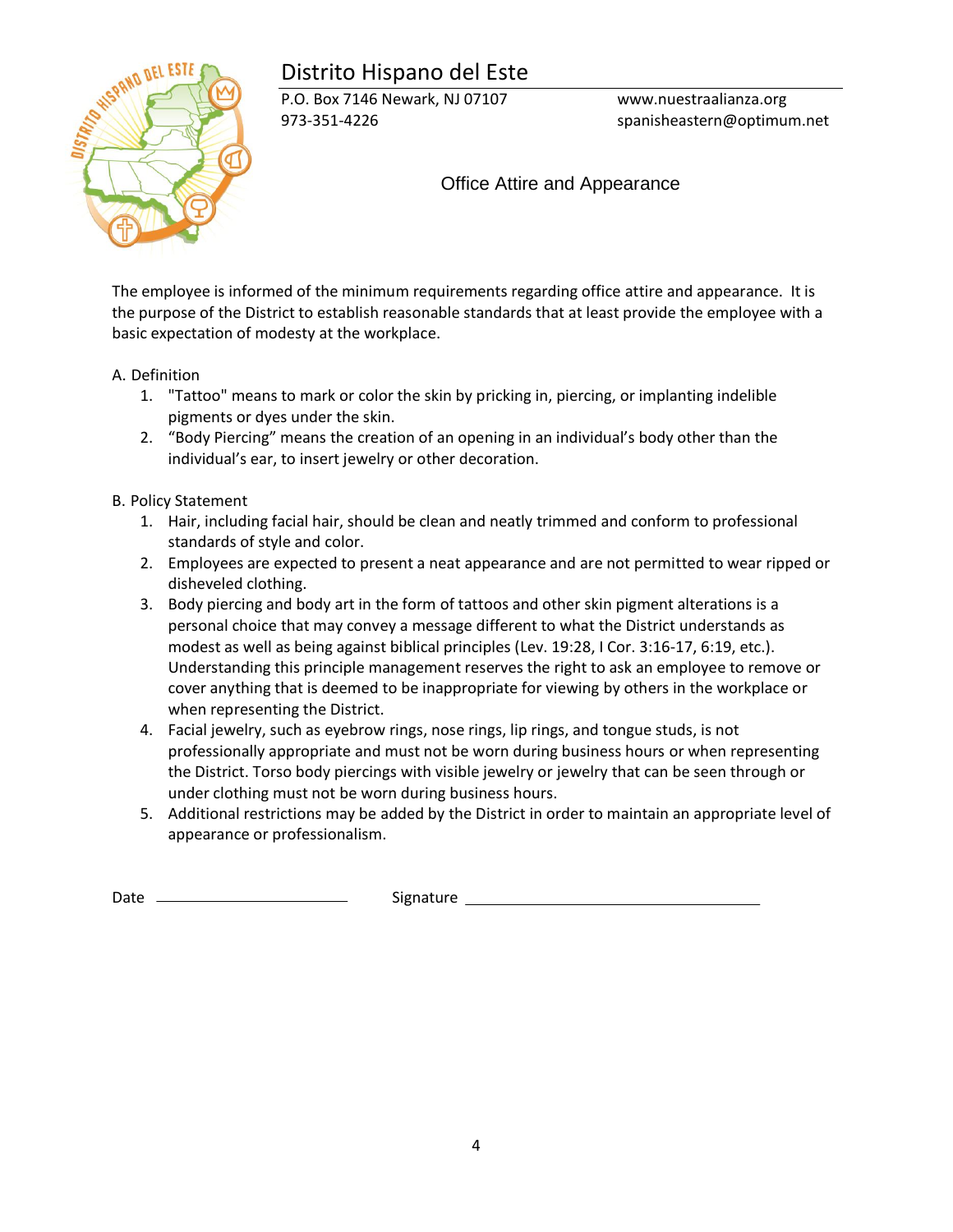# Distrito Hispano del Este

P.O. Box 7146 Newark, NJ 07107
973-351-4226

www.nuestraalianza.org
spanisheastern@optimum.net

## Office Attire and Appearance

The employee is informed of the minimum requirements regarding office attire and appearance. It is the purpose of the District to establish reasonable standards that at least provide the employee with a basic expectation of modesty at the workplace.

A. Definition

1. "Tattoo" means to mark or color the skin by pricking in, piercing, or implanting indelible pigments or dyes under the skin.
2. "Body Piercing" means the creation of an opening in an individual's body other than the individual's ear, to insert jewelry or other decoration.

B. Policy Statement

1. Hair, including facial hair, should be clean and neatly trimmed and conform to professional standards of style and color.
2. Employees are expected to present a neat appearance and are not permitted to wear ripped or disheveled clothing.
3. Body piercing and body art in the form of tattoos and other skin pigment alterations is a personal choice that may convey a message different to what the District understands as modest as well as being against biblical principles (Lev. 19:28, I Cor. 3:16-17, 6:19, etc.). Understanding this principle management reserves the right to ask an employee to remove or cover anything that is deemed to be inappropriate for viewing by others in the workplace or when representing the District.
4. Facial jewelry, such as eyebrow rings, nose rings, lip rings, and tongue studs, is not professionally appropriate and must not be worn during business hours or when representing the District. Torso body piercings with visible jewelry or jewelry that can be seen through or under clothing must not be worn during business hours.
5. Additional restrictions may be added by the District in order to maintain an appropriate level of appearance or professionalism.

Date ______________________ Signature ________________________________